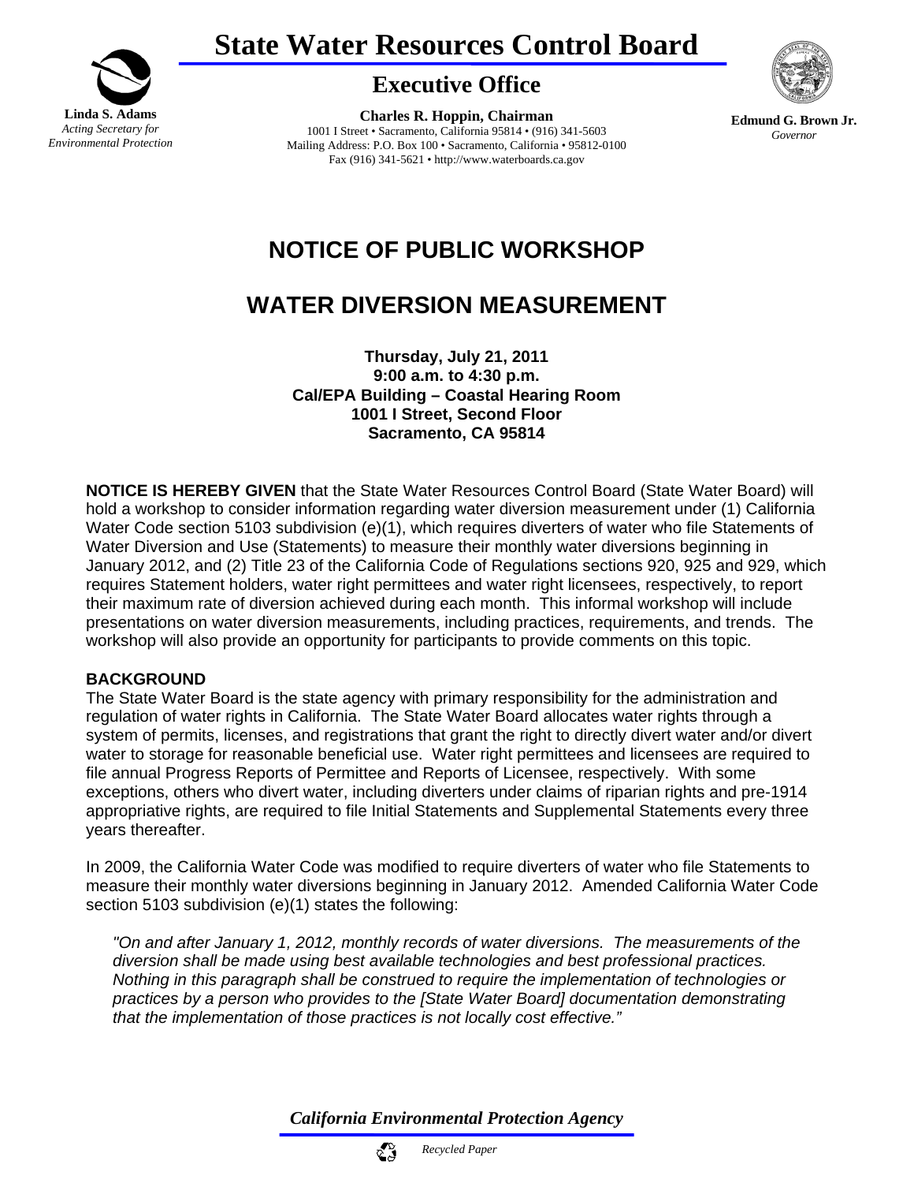# State Water Resources Control Board

## Executive Office

**Linda S. Adams**
*Acting Secretary for Environmental Protection*

**Charles R. Hoppin, Chairman**
1001 I Street • Sacramento, California 95814 • (916) 341-5603
Mailing Address: P.O. Box 100 • Sacramento, California • 95812-0100
Fax (916) 341-5621 • http://www.waterboards.ca.gov

**Edmund G. Brown Jr.**
*Governor*

# NOTICE OF PUBLIC WORKSHOP

# WATER DIVERSION MEASUREMENT

**Thursday, July 21, 2011**
**9:00 a.m. to 4:30 p.m.**
**Cal/EPA Building – Coastal Hearing Room**
**1001 I Street, Second Floor**
**Sacramento, CA 95814**

**NOTICE IS HEREBY GIVEN** that the State Water Resources Control Board (State Water Board) will hold a workshop to consider information regarding water diversion measurement under (1) California Water Code section 5103 subdivision (e)(1), which requires diverters of water who file Statements of Water Diversion and Use (Statements) to measure their monthly water diversions beginning in January 2012, and (2) Title 23 of the California Code of Regulations sections 920, 925 and 929, which requires Statement holders, water right permittees and water right licensees, respectively, to report their maximum rate of diversion achieved during each month. This informal workshop will include presentations on water diversion measurements, including practices, requirements, and trends. The workshop will also provide an opportunity for participants to provide comments on this topic.

## BACKGROUND

The State Water Board is the state agency with primary responsibility for the administration and regulation of water rights in California. The State Water Board allocates water rights through a system of permits, licenses, and registrations that grant the right to directly divert water and/or divert water to storage for reasonable beneficial use. Water right permittees and licensees are required to file annual Progress Reports of Permittee and Reports of Licensee, respectively. With some exceptions, others who divert water, including diverters under claims of riparian rights and pre-1914 appropriative rights, are required to file Initial Statements and Supplemental Statements every three years thereafter.

In 2009, the California Water Code was modified to require diverters of water who file Statements to measure their monthly water diversions beginning in January 2012. Amended California Water Code section 5103 subdivision (e)(1) states the following:

> *"On and after January 1, 2012, monthly records of water diversions. The measurements of the diversion shall be made using best available technologies and best professional practices. Nothing in this paragraph shall be construed to require the implementation of technologies or practices by a person who provides to the [State Water Board] documentation demonstrating that the implementation of those practices is not locally cost effective."*

*California Environmental Protection Agency*

*Recycled Paper*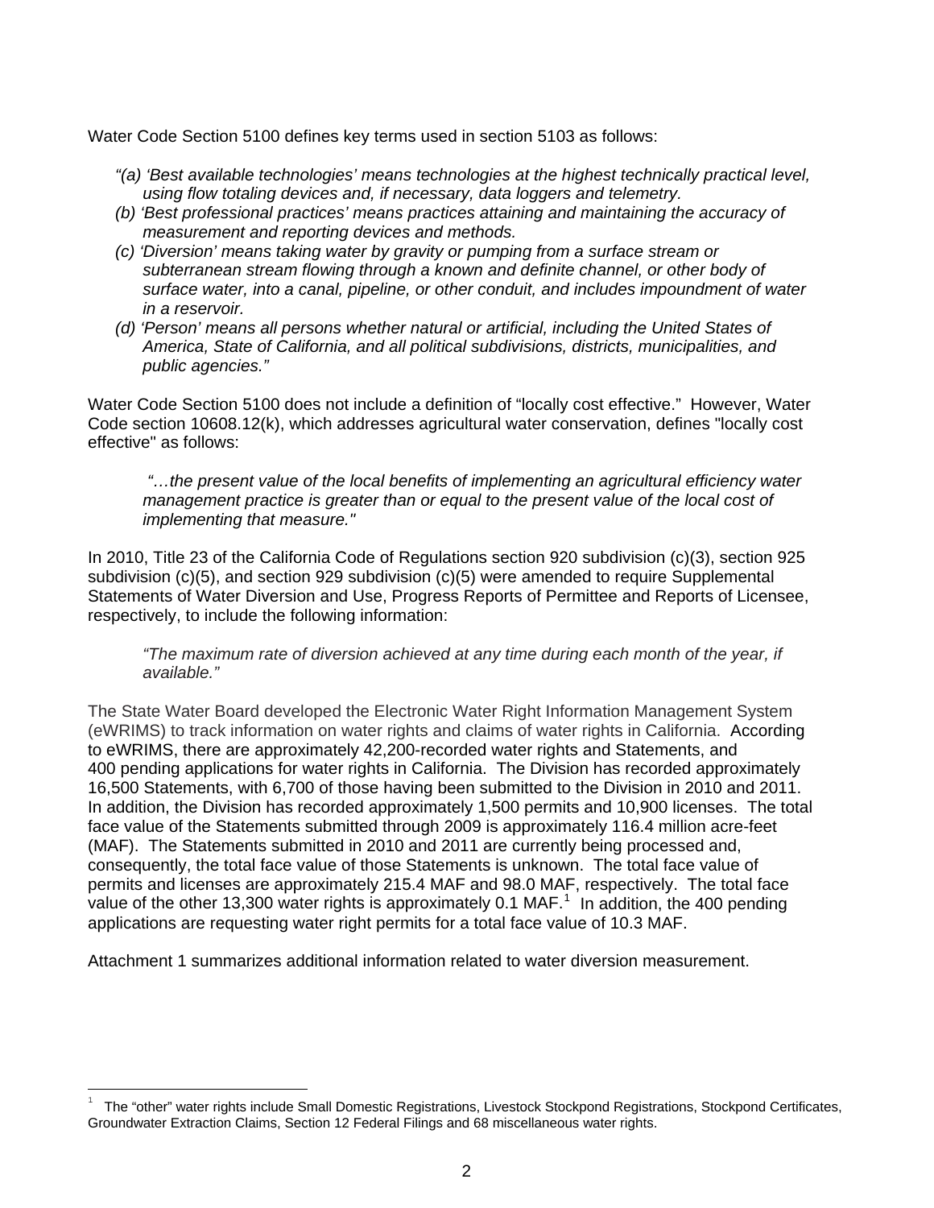Water Code Section 5100 defines key terms used in section 5103 as follows:

*"(a) 'Best available technologies' means technologies at the highest technically practical level, using flow totaling devices and, if necessary, data loggers and telemetry.*
*(b) 'Best professional practices' means practices attaining and maintaining the accuracy of measurement and reporting devices and methods.*
*(c) 'Diversion' means taking water by gravity or pumping from a surface stream or subterranean stream flowing through a known and definite channel, or other body of surface water, into a canal, pipeline, or other conduit, and includes impoundment of water in a reservoir.*
*(d) 'Person' means all persons whether natural or artificial, including the United States of America, State of California, and all political subdivisions, districts, municipalities, and public agencies."*

Water Code Section 5100 does not include a definition of "locally cost effective." However, Water Code section 10608.12(k), which addresses agricultural water conservation, defines "locally cost effective" as follows:

> *"…the present value of the local benefits of implementing an agricultural efficiency water management practice is greater than or equal to the present value of the local cost of implementing that measure."*

In 2010, Title 23 of the California Code of Regulations section 920 subdivision (c)(3), section 925 subdivision (c)(5), and section 929 subdivision (c)(5) were amended to require Supplemental Statements of Water Diversion and Use, Progress Reports of Permittee and Reports of Licensee, respectively, to include the following information:

> *"The maximum rate of diversion achieved at any time during each month of the year, if available."*

The State Water Board developed the Electronic Water Right Information Management System (eWRIMS) to track information on water rights and claims of water rights in California. According to eWRIMS, there are approximately 42,200-recorded water rights and Statements, and 400 pending applications for water rights in California. The Division has recorded approximately 16,500 Statements, with 6,700 of those having been submitted to the Division in 2010 and 2011. In addition, the Division has recorded approximately 1,500 permits and 10,900 licenses. The total face value of the Statements submitted through 2009 is approximately 116.4 million acre-feet (MAF). The Statements submitted in 2010 and 2011 are currently being processed and, consequently, the total face value of those Statements is unknown. The total face value of permits and licenses are approximately 215.4 MAF and 98.0 MAF, respectively. The total face value of the other 13,300 water rights is approximately 0.1 MAF.[1] In addition, the 400 pending applications are requesting water right permits for a total face value of 10.3 MAF.

Attachment 1 summarizes additional information related to water diversion measurement.

[1] The "other" water rights include Small Domestic Registrations, Livestock Stockpond Registrations, Stockpond Certificates, Groundwater Extraction Claims, Section 12 Federal Filings and 68 miscellaneous water rights.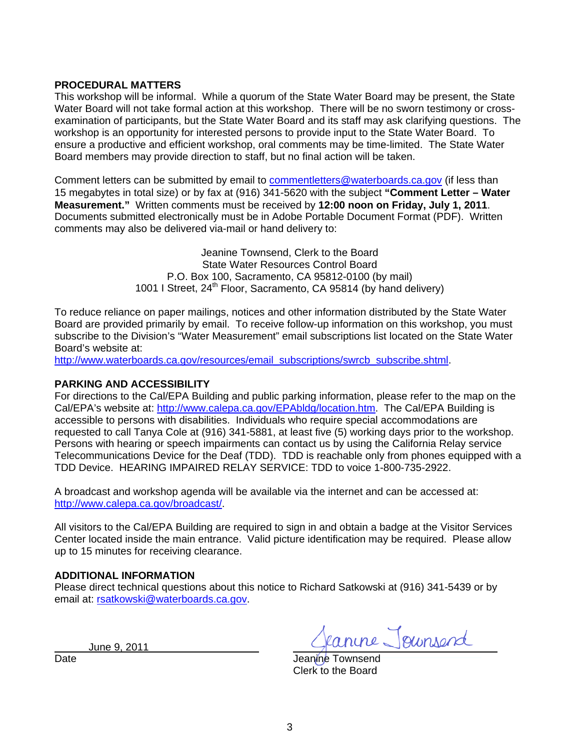**PROCEDURAL MATTERS**

This workshop will be informal. While a quorum of the State Water Board may be present, the State Water Board will not take formal action at this workshop. There will be no sworn testimony or cross-examination of participants, but the State Water Board and its staff may ask clarifying questions. The workshop is an opportunity for interested persons to provide input to the State Water Board. To ensure a productive and efficient workshop, oral comments may be time-limited. The State Water Board members may provide direction to staff, but no final action will be taken.

Comment letters can be submitted by email to commentletters@waterboards.ca.gov (if less than 15 megabytes in total size) or by fax at (916) 341-5620 with the subject **"Comment Letter – Water Measurement."** Written comments must be received by **12:00 noon on Friday, July 1, 2011**. Documents submitted electronically must be in Adobe Portable Document Format (PDF). Written comments may also be delivered via-mail or hand delivery to:

Jeanine Townsend, Clerk to the Board
State Water Resources Control Board
P.O. Box 100, Sacramento, CA 95812-0100 (by mail)
1001 I Street, 24th Floor, Sacramento, CA 95814 (by hand delivery)

To reduce reliance on paper mailings, notices and other information distributed by the State Water Board are provided primarily by email. To receive follow-up information on this workshop, you must subscribe to the Division's "Water Measurement" email subscriptions list located on the State Water Board's website at:
http://www.waterboards.ca.gov/resources/email_subscriptions/swrcb_subscribe.shtml.

**PARKING AND ACCESSIBILITY**

For directions to the Cal/EPA Building and public parking information, please refer to the map on the Cal/EPA's website at: http://www.calepa.ca.gov/EPAbldg/location.htm. The Cal/EPA Building is accessible to persons with disabilities. Individuals who require special accommodations are requested to call Tanya Cole at (916) 341-5881, at least five (5) working days prior to the workshop. Persons with hearing or speech impairments can contact us by using the California Relay service Telecommunications Device for the Deaf (TDD). TDD is reachable only from phones equipped with a TDD Device. HEARING IMPAIRED RELAY SERVICE: TDD to voice 1-800-735-2922.

A broadcast and workshop agenda will be available via the internet and can be accessed at: http://www.calepa.ca.gov/broadcast/.

All visitors to the Cal/EPA Building are required to sign in and obtain a badge at the Visitor Services Center located inside the main entrance. Valid picture identification may be required. Please allow up to 15 minutes for receiving clearance.

**ADDITIONAL INFORMATION**

Please direct technical questions about this notice to Richard Satkowski at (916) 341-5439 or by email at: rsatkowski@waterboards.ca.gov.

June 9, 2011
Date

Jeanine Townsend
Jeanine Townsend
Clerk to the Board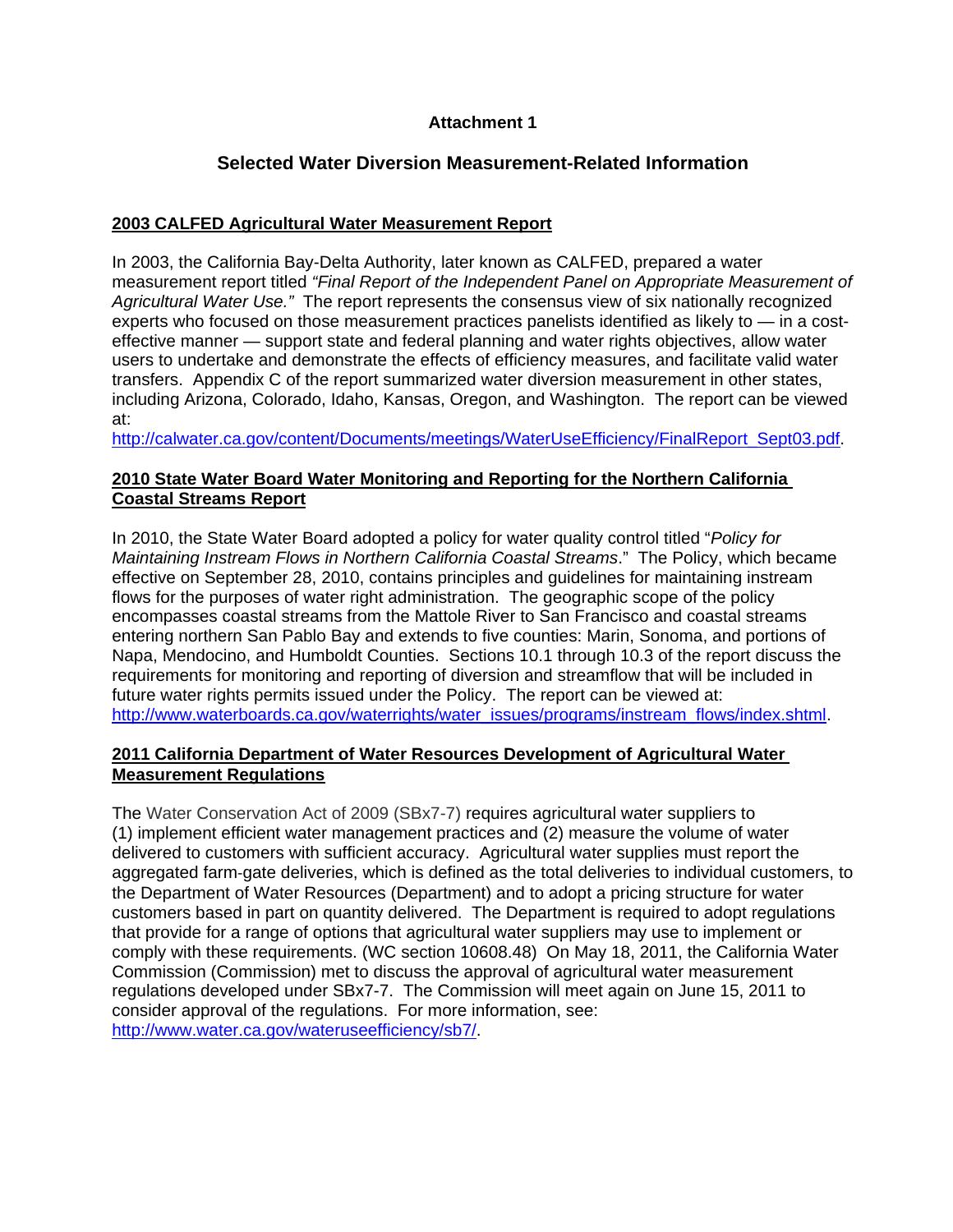# Attachment 1

## Selected Water Diversion Measurement-Related Information

### 2003 CALFED Agricultural Water Measurement Report

In 2003, the California Bay-Delta Authority, later known as CALFED, prepared a water measurement report titled *"Final Report of the Independent Panel on Appropriate Measurement of Agricultural Water Use."* The report represents the consensus view of six nationally recognized experts who focused on those measurement practices panelists identified as likely to — in a cost-effective manner — support state and federal planning and water rights objectives, allow water users to undertake and demonstrate the effects of efficiency measures, and facilitate valid water transfers. Appendix C of the report summarized water diversion measurement in other states, including Arizona, Colorado, Idaho, Kansas, Oregon, and Washington. The report can be viewed at:
http://calwater.ca.gov/content/Documents/meetings/WaterUseEfficiency/FinalReport_Sept03.pdf.

### 2010 State Water Board Water Monitoring and Reporting for the Northern California Coastal Streams Report

In 2010, the State Water Board adopted a policy for water quality control titled "*Policy for Maintaining Instream Flows in Northern California Coastal Streams*." The Policy, which became effective on September 28, 2010, contains principles and guidelines for maintaining instream flows for the purposes of water right administration. The geographic scope of the policy encompasses coastal streams from the Mattole River to San Francisco and coastal streams entering northern San Pablo Bay and extends to five counties: Marin, Sonoma, and portions of Napa, Mendocino, and Humboldt Counties. Sections 10.1 through 10.3 of the report discuss the requirements for monitoring and reporting of diversion and streamflow that will be included in future water rights permits issued under the Policy. The report can be viewed at:
http://www.waterboards.ca.gov/waterrights/water_issues/programs/instream_flows/index.shtml.

### 2011 California Department of Water Resources Development of Agricultural Water Measurement Regulations

The Water Conservation Act of 2009 (SBx7-7) requires agricultural water suppliers to (1) implement efficient water management practices and (2) measure the volume of water delivered to customers with sufficient accuracy. Agricultural water supplies must report the aggregated farm-gate deliveries, which is defined as the total deliveries to individual customers, to the Department of Water Resources (Department) and to adopt a pricing structure for water customers based in part on quantity delivered. The Department is required to adopt regulations that provide for a range of options that agricultural water suppliers may use to implement or comply with these requirements. (WC section 10608.48) On May 18, 2011, the California Water Commission (Commission) met to discuss the approval of agricultural water measurement regulations developed under SBx7-7. The Commission will meet again on June 15, 2011 to consider approval of the regulations. For more information, see:
http://www.water.ca.gov/wateruseefficiency/sb7/.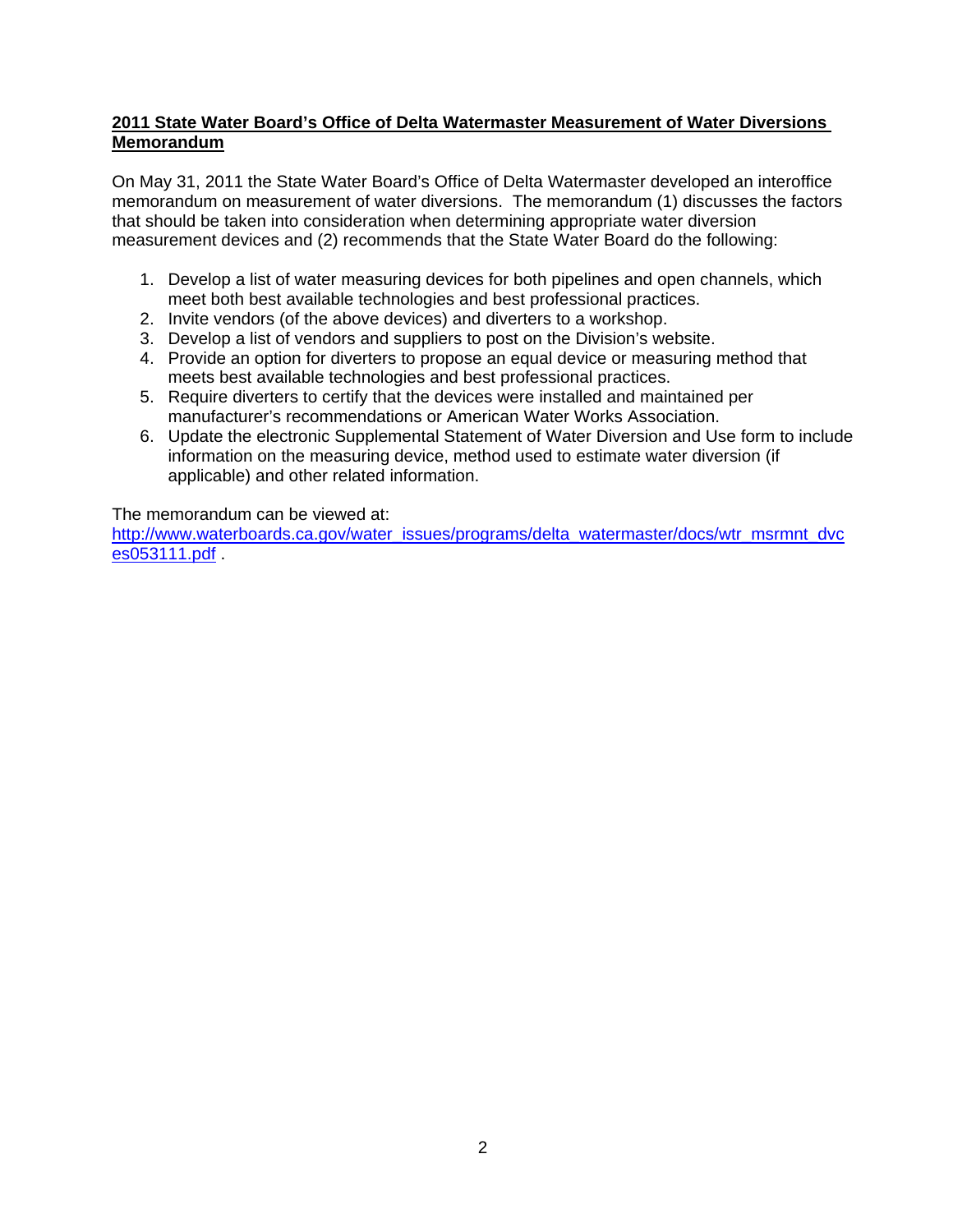**2011 State Water Board's Office of Delta Watermaster Measurement of Water Diversions Memorandum**

On May 31, 2011 the State Water Board's Office of Delta Watermaster developed an interoffice memorandum on measurement of water diversions. The memorandum (1) discusses the factors that should be taken into consideration when determining appropriate water diversion measurement devices and (2) recommends that the State Water Board do the following:

1. Develop a list of water measuring devices for both pipelines and open channels, which meet both best available technologies and best professional practices.
2. Invite vendors (of the above devices) and diverters to a workshop.
3. Develop a list of vendors and suppliers to post on the Division's website.
4. Provide an option for diverters to propose an equal device or measuring method that meets best available technologies and best professional practices.
5. Require diverters to certify that the devices were installed and maintained per manufacturer's recommendations or American Water Works Association.
6. Update the electronic Supplemental Statement of Water Diversion and Use form to include information on the measuring device, method used to estimate water diversion (if applicable) and other related information.

The memorandum can be viewed at:
http://www.waterboards.ca.gov/water_issues/programs/delta_watermaster/docs/wtr_msrmnt_dvces053111.pdf .